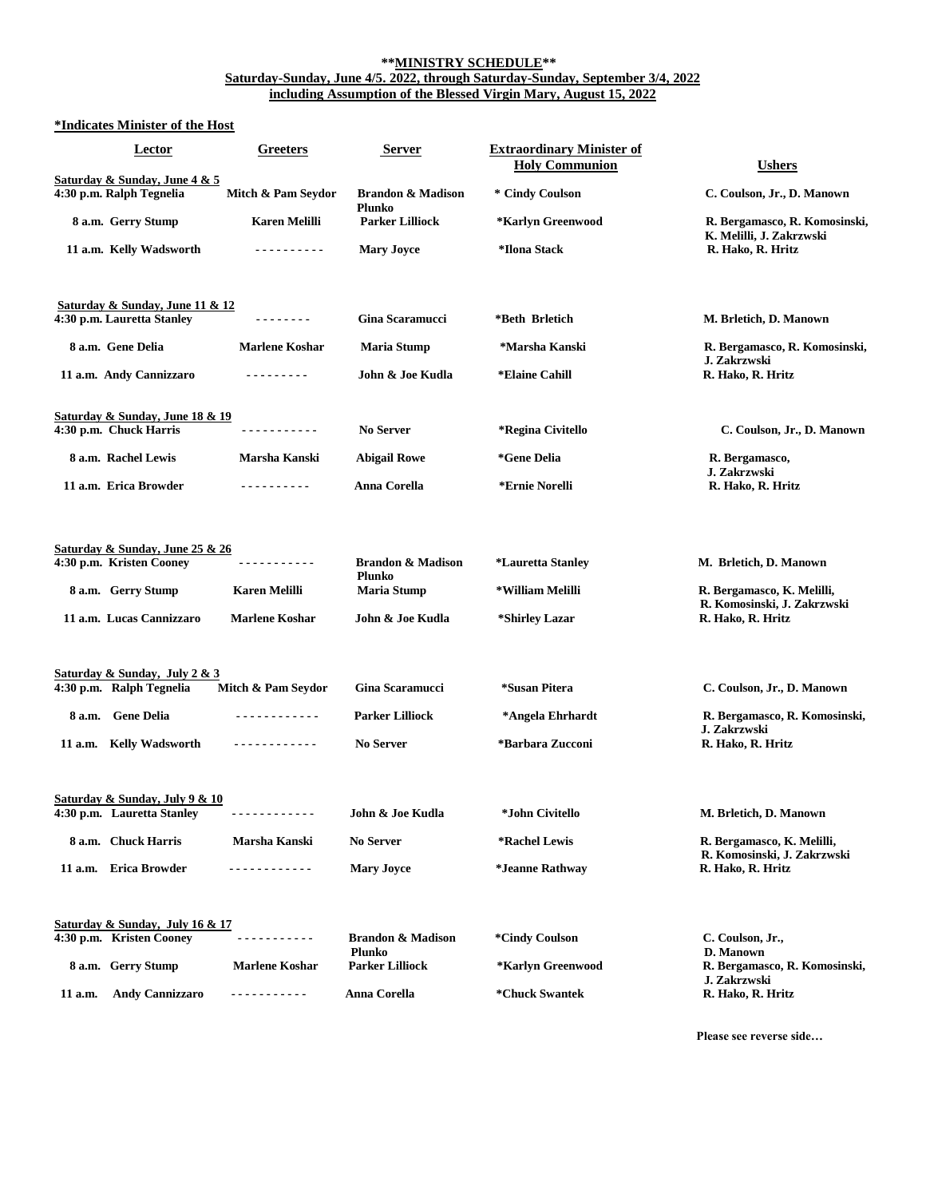**\*\*MINISTRY SCHEDULE\*\***

**Saturday-Sunday, June 4/5. 2022, through Saturday-Sunday, September 3/4, 2022**
**including Assumption of the Blessed Virgin Mary, August 15, 2022**

**\*Indicates Minister of the Host**

| Lector | Greeters | Server | Extraordinary Minister of Holy Communion | Ushers |
|---|---|---|---|---|
| **Saturday & Sunday, June 4 & 5** | | | | |
| 4:30 p.m. Ralph Tegnelia | Mitch & Pam Seydor | Brandon & Madison Plunko | * Cindy Coulson | C. Coulson, Jr., D. Manown |
| 8 a.m. Gerry Stump | Karen Melilli | Parker Lilliock | *Karlyn Greenwood | R. Bergamasco, R. Komosinski, K. Melilli, J. Zakrzwski |
| 11 a.m. Kelly Wadsworth | ---------- | Mary Joyce | *Ilona Stack | R. Hako, R. Hritz |
| **Saturday & Sunday, June 11 & 12** | | | | |
| 4:30 p.m. Lauretta Stanley | -------- | Gina Scaramucci | *Beth Brletich | M. Brletich, D. Manown |
| 8 a.m. Gene Delia | Marlene Koshar | Maria Stump | *Marsha Kanski | R. Bergamasco, R. Komosinski, J. Zakrzwski |
| 11 a.m. Andy Cannizzaro | --------- | John & Joe Kudla | *Elaine Cahill | R. Hako, R. Hritz |
| **Saturday & Sunday, June 18 & 19** | | | | |
| 4:30 p.m. Chuck Harris | ----------- | No Server | *Regina Civitello | C. Coulson, Jr., D. Manown |
| 8 a.m. Rachel Lewis | Marsha Kanski | Abigail Rowe | *Gene Delia | R. Bergamasco, J. Zakrzwski |
| 11 a.m. Erica Browder | ---------- | Anna Corella | *Ernie Norelli | R. Hako, R. Hritz |
| **Saturday & Sunday, June 25 & 26** | | | | |
| 4:30 p.m. Kristen Cooney | ----------- | Brandon & Madison Plunko | *Lauretta Stanley | M. Brletich, D. Manown |
| 8 a.m. Gerry Stump | Karen Melilli | Maria Stump | *William Melilli | R. Bergamasco, K. Melilli, R. Komosinski, J. Zakrzwski |
| 11 a.m. Lucas Cannizzaro | Marlene Koshar | John & Joe Kudla | *Shirley Lazar | R. Hako, R. Hritz |
| **Saturday & Sunday, July 2 & 3** | | | | |
| 4:30 p.m. Ralph Tegnelia | Mitch & Pam Seydor | Gina Scaramucci | *Susan Pitera | C. Coulson, Jr., D. Manown |
| 8 a.m. Gene Delia | ------------ | Parker Lilliock | *Angela Ehrhardt | R. Bergamasco, R. Komosinski, J. Zakrzwski |
| 11 a.m. Kelly Wadsworth | ------------ | No Server | *Barbara Zucconi | R. Hako, R. Hritz |
| **Saturday & Sunday, July 9 & 10** | | | | |
| 4:30 p.m. Lauretta Stanley | ------------ | John & Joe Kudla | *John Civitello | M. Brletich, D. Manown |
| 8 a.m. Chuck Harris | Marsha Kanski | No Server | *Rachel Lewis | R. Bergamasco, K. Melilli, R. Komosinski, J. Zakrzwski |
| 11 a.m. Erica Browder | ------------ | Mary Joyce | *Jeanne Rathway | R. Hako, R. Hritz |
| **Saturday & Sunday, July 16 & 17** | | | | |
| 4:30 p.m. Kristen Cooney | ----------- | Brandon & Madison Plunko | *Cindy Coulson | C. Coulson, Jr., D. Manown |
| 8 a.m. Gerry Stump | Marlene Koshar | Parker Lilliock | *Karlyn Greenwood | R. Bergamasco, R. Komosinski, J. Zakrzwski |
| 11 a.m. Andy Cannizzaro | ----------- | Anna Corella | *Chuck Swantek | R. Hako, R. Hritz |

**Please see reverse side…**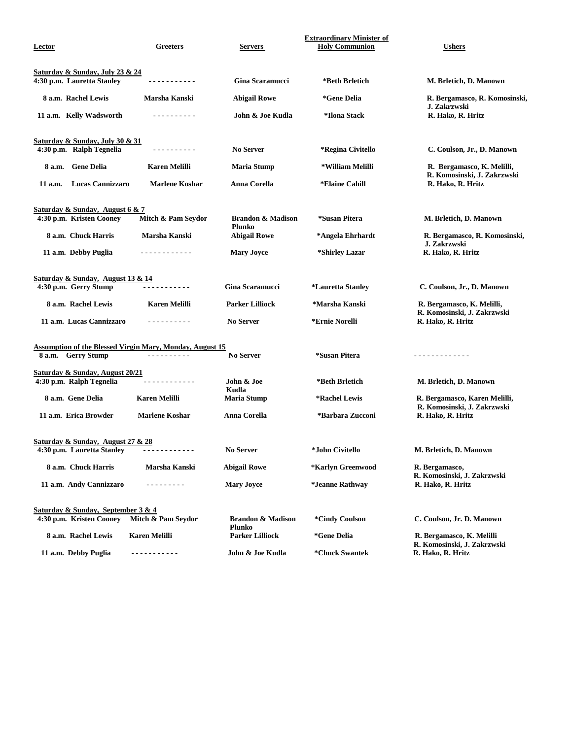| Lector | Greeters | Servers | Extraordinary Minister of Holy Communion | Ushers |
|---|---|---|---|---|
| **Saturday & Sunday, July 23 & 24** | | | | |
| 4:30 p.m. Lauretta Stanley | - - - - - - - - - - - | Gina Scaramucci | *Beth Brletich | M. Brletich, D. Manown |
| 8 a.m. Rachel Lewis | Marsha Kanski | Abigail Rowe | *Gene Delia | R. Bergamasco, R. Komosinski, J. Zakrzwski |
| 11 a.m. Kelly Wadsworth | - - - - - - - - - - | John & Joe Kudla | *Ilona Stack | R. Hako, R. Hritz |
| **Saturday & Sunday, July 30 & 31** | | | | |
| 4:30 p.m. Ralph Tegnelia | - - - - - - - - - - | No Server | *Regina Civitello | C. Coulson, Jr., D. Manown |
| 8 a.m. Gene Delia | Karen Melilli | Maria Stump | *William Melilli | R. Bergamasco, K. Melilli, R. Komosinski, J. Zakrzwski |
| 11 a.m. Lucas Cannizzaro | Marlene Koshar | Anna Corella | *Elaine Cahill | R. Hako, R. Hritz |
| **Saturday & Sunday, August 6 & 7** | | | | |
| 4:30 p.m. Kristen Cooney | Mitch & Pam Seydor | Brandon & Madison Plunko | *Susan Pitera | M. Brletich, D. Manown |
| 8 a.m. Chuck Harris | Marsha Kanski | Abigail Rowe | *Angela Ehrhardt | R. Bergamasco, R. Komosinski, J. Zakrzwski |
| 11 a.m. Debby Puglia | - - - - - - - - - - - - | Mary Joyce | *Shirley Lazar | R. Hako, R. Hritz |
| **Saturday & Sunday, August 13 & 14** | | | | |
| 4:30 p.m. Gerry Stump | - - - - - - - - - - - | Gina Scaramucci | *Lauretta Stanley | C. Coulson, Jr., D. Manown |
| 8 a.m. Rachel Lewis | Karen Melilli | Parker Lilliock | *Marsha Kanski | R. Bergamasco, K. Melilli, R. Komosinski, J. Zakrzwski |
| 11 a.m. Lucas Cannizzaro | - - - - - - - - - - | No Server | *Ernie Norelli | R. Hako, R. Hritz |
| **Assumption of the Blessed Virgin Mary, Monday, August 15** | | | | |
| 8 a.m. Gerry Stump | - - - - - - - - - - | No Server | *Susan Pitera | - - - - - - - - - - - - - |
| **Saturday & Sunday, August 20/21** | | | | |
| 4:30 p.m. Ralph Tegnelia | - - - - - - - - - - - - | John & Joe Kudla | *Beth Brletich | M. Brletich, D. Manown |
| 8 a.m. Gene Delia | Karen Melilli | Maria Stump | *Rachel Lewis | R. Bergamasco, Karen Melilli, R. Komosinski, J. Zakrzwski |
| 11 a.m. Erica Browder | Marlene Koshar | Anna Corella | *Barbara Zucconi | R. Hako, R. Hritz |
| **Saturday & Sunday, August 27 & 28** | | | | |
| 4:30 p.m. Lauretta Stanley | - - - - - - - - - - - - | No Server | *John Civitello | M. Brletich, D. Manown |
| 8 a.m. Chuck Harris | Marsha Kanski | Abigail Rowe | *Karlyn Greenwood | R. Bergamasco, R. Komosinski, J. Zakrzwski |
| 11 a.m. Andy Cannizzaro | - - - - - - - - - | Mary Joyce | *Jeanne Rathway | R. Hako, R. Hritz |
| **Saturday & Sunday, September 3 & 4** | | | | |
| 4:30 p.m. Kristen Cooney | Mitch & Pam Seydor | Brandon & Madison Plunko | *Cindy Coulson | C. Coulson, Jr. D. Manown |
| 8 a.m. Rachel Lewis | Karen Melilli | Parker Lilliock | *Gene Delia | R. Bergamasco, K. Melilli R. Komosinski, J. Zakrzwski |
| 11 a.m. Debby Puglia | - - - - - - - - - - - | John & Joe Kudla | *Chuck Swantek | R. Hako, R. Hritz |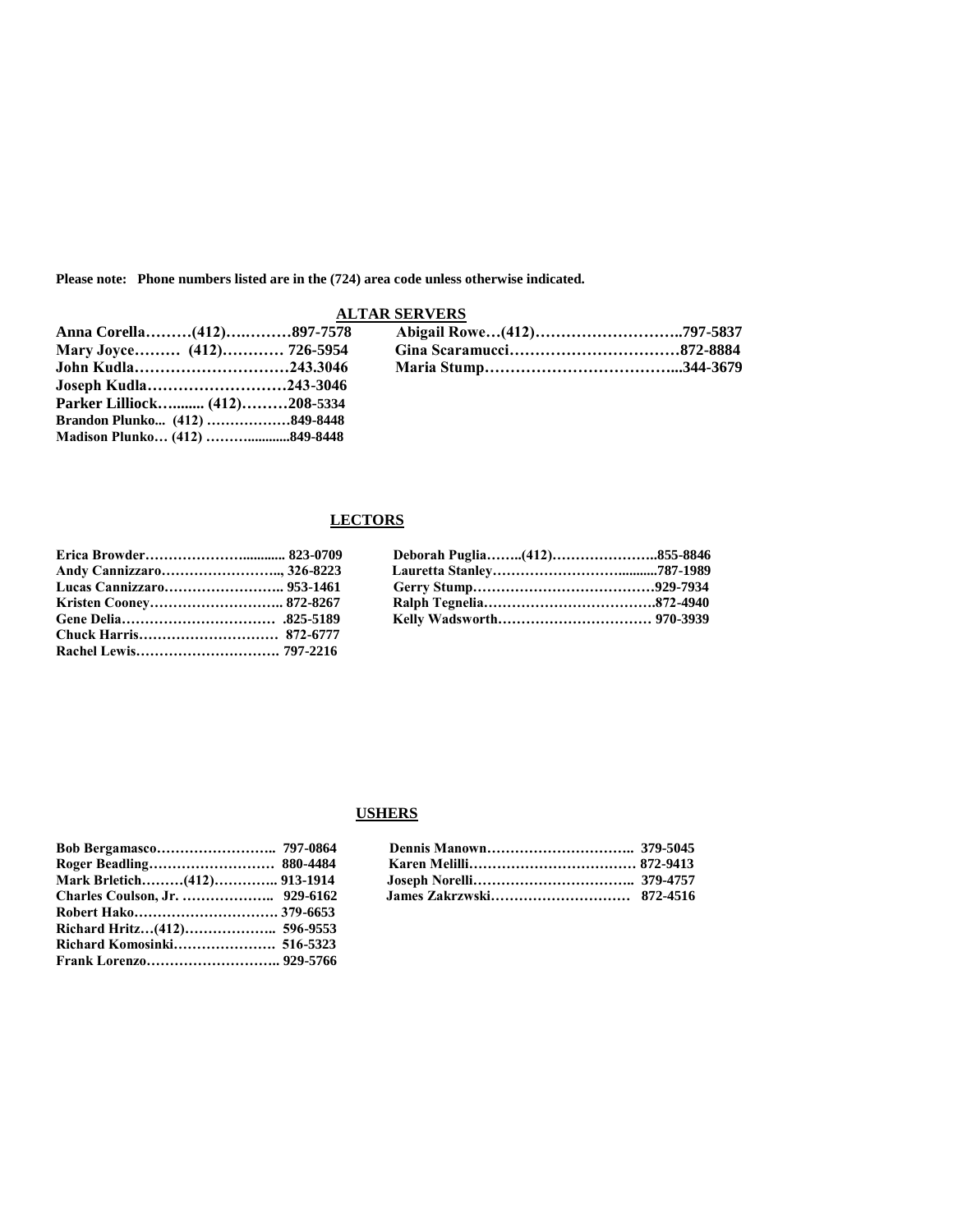**Please note: Phone numbers listed are in the (724) area code unless otherwise indicated.**

## ALTAR SERVERS

**Anna Corella………(412)….………897-7578**
**Mary Joyce……… (412)………… 726-5954**
**John Kudla…………………………243.3046**
**Joseph Kudla………………………243-3046**
**Parker Lilliock…....... (412)………208-5334**
**Brandon Plunko... (412) ………………849-8448**
**Madison Plunko… (412) ……….........849-8448**
**Abigail Rowe…(412)………………………..797-5837**
**Gina Scaramucci……………………………872-8884**
**Maria Stump………………………………...344-3679**

## LECTORS

**Erica Browder……………….............. 823-0709**
**Andy Cannizzaro…………………….., 326-8223**
**Lucas Cannizzaro…………………….. 953-1461**
**Kristen Cooney……………………….. 872-8267**
**Gene Delia…………………………… .825-5189**
**Chuck Harris………………………… 872-6777**
**Rachel Lewis…………………………. 797-2216**
**Deborah Puglia……..(412)…………………..855-8846**
**Lauretta Stanley………………………..........787-1989**
**Gerry Stump…………………………………929-7934**
**Ralph Tegnelia……………………………….872-4940**
**Kelly Wadsworth…………………………… 970-3939**

## USHERS

**Bob Bergamasco…………………….. 797-0864**
**Roger Beadling……………………… 880-4484**
**Mark Brletich………(412)………….. 913-1914**
**Charles Coulson, Jr. ……………….. 929-6162**
**Robert Hako…………………………. 379-6653**
**Richard Hritz…(412)……………….. 596-9553**
**Richard Komosinki…………………. 516-5323**
**Frank Lorenzo……………………….. 929-5766**
**Dennis Manown………………………….. 379-5045**
**Karen Melilli……………………………… 872-9413**
**Joseph Norelli…………………………….. 379-4757**
**James Zakrzwski………………………… 872-4516**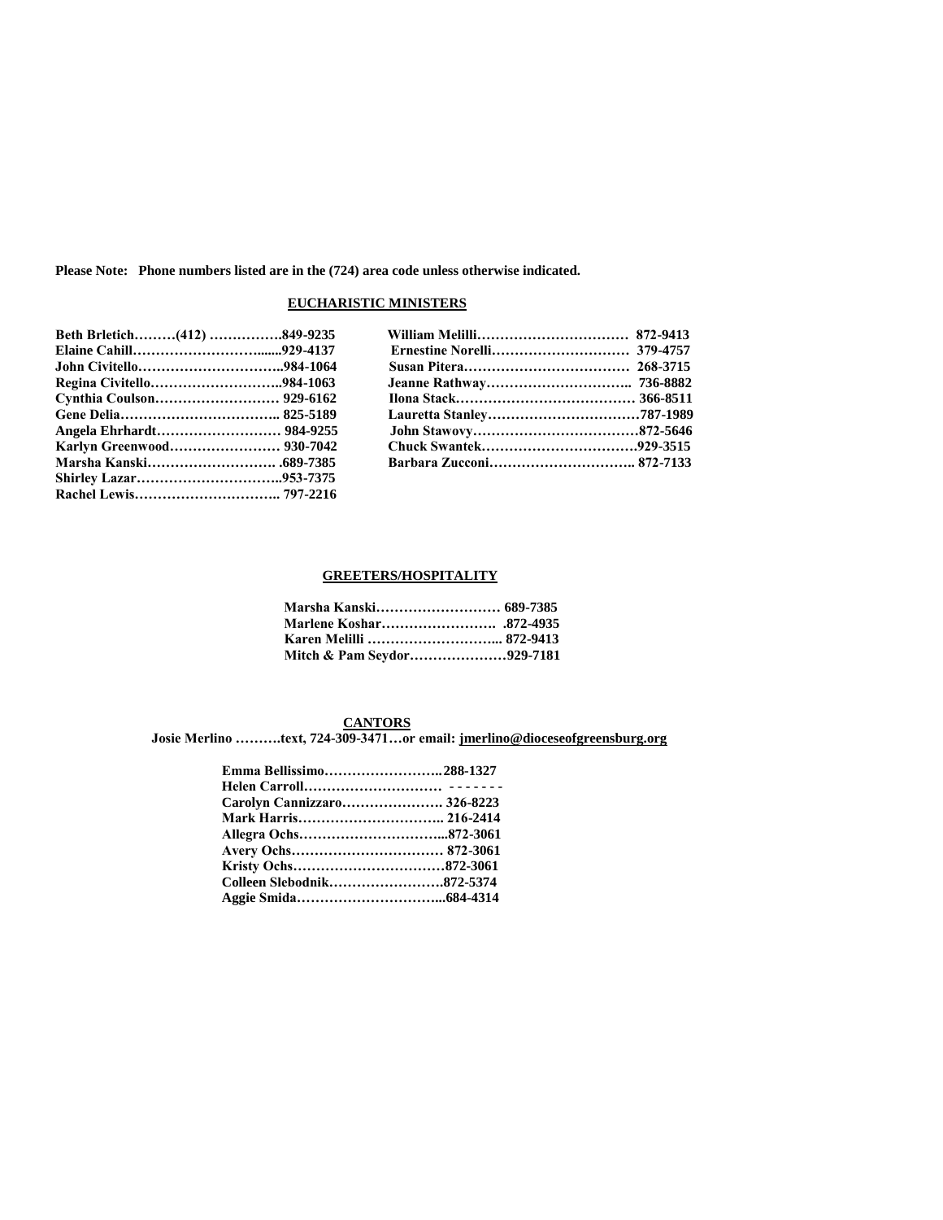**Please Note: Phone numbers listed are in the (724) area code unless otherwise indicated.**

## EUCHARISTIC MINISTERS

**Beth Brletich………(412) …………….849-9235**
**Elaine Cahill…………………….......929-4137**
**John Civitello…………………………..984-1064**
**Regina Civitello………………………..984-1063**
**Cynthia Coulson……………………… 929-6162**
**Gene Delia…………………………….. 825-5189**
**Angela Ehrhardt……………………… 984-9255**
**Karlyn Greenwood…………………… 930-7042**
**Marsha Kanski………………………. .689-7385**
**Shirley Lazar…………………………..953-7375**
**Rachel Lewis………………………….. 797-2216**
**William Melilli…………………………… 872-9413**
**Ernestine Norelli………………………… 379-4757**
**Susan Pitera……………………………… 268-3715**
**Jeanne Rathway………………………….. 736-8882**
**Ilona Stack………………………………… 366-8511**
**Lauretta Stanley……………………………787-1989**
**John Stawovy………………………………872-5646**
**Chuck Swantek…………………………….929-3515**
**Barbara Zucconi………………………….. 872-7133**

## GREETERS/HOSPITALITY

**Marsha Kanski……………………… 689-7385**
**Marlene Koshar……………………. .872-4935**
**Karen Melilli ………………………... 872-9413**
**Mitch & Pam Seydor…………………929-7181**

## CANTORS

**Josie Merlino ……….text, 724-309-3471…or email: jmerlino@dioceseofgreensburg.org**

**Emma Bellissimo……………………..288-1327**
**Helen Carroll………………………… - - - - - - -**
**Carolyn Cannizzaro…………………. 326-8223**
**Mark Harris………………………….. 216-2414**
**Allegra Ochs…………………………...872-3061**
**Avery Ochs…………………………… 872-3061**
**Kristy Ochs……………………………872-3061**
**Colleen Slebodnik…………………….872-5374**
**Aggie Smida…………………………...684-4314**